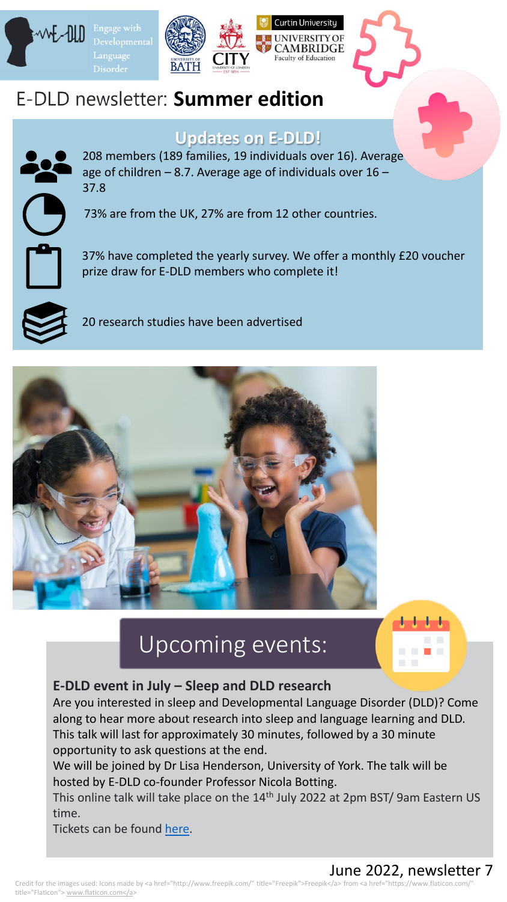Engage with Developmental Language Disorder

# E-DLD newsletter: **Summer edition**

## Updates on E-DLD!

208 members (189 families, 19 individuals over 16). Average age of children – 8.7. Average age of individuals over 16 – 37.8

73% are from the UK, 27% are from 12 other countries.

37% have completed the yearly survey. We offer a monthly £20 voucher prize draw for E-DLD members who complete it!

20 research studies have been advertised

## Upcoming events:

**E-DLD event in July – Sleep and DLD research**

Are you interested in sleep and Developmental Language Disorder (DLD)? Come along to hear more about research into sleep and language learning and DLD. This talk will last for approximately 30 minutes, followed by a 30 minute opportunity to ask questions at the end.

We will be joined by Dr Lisa Henderson, University of York. The talk will be hosted by E-DLD co-founder Professor Nicola Botting.

This online talk will take place on the 14th July 2022 at 2pm BST/ 9am Eastern US time.

Tickets can be found here.

June 2022, newsletter 7

Credit for the images used: Icons made by <a href="http://www.freepik.com/" title="Freepik">Freepik</a> from <a href="https://www.flaticon.com/" title="Flaticon"> www.flaticon.com</a>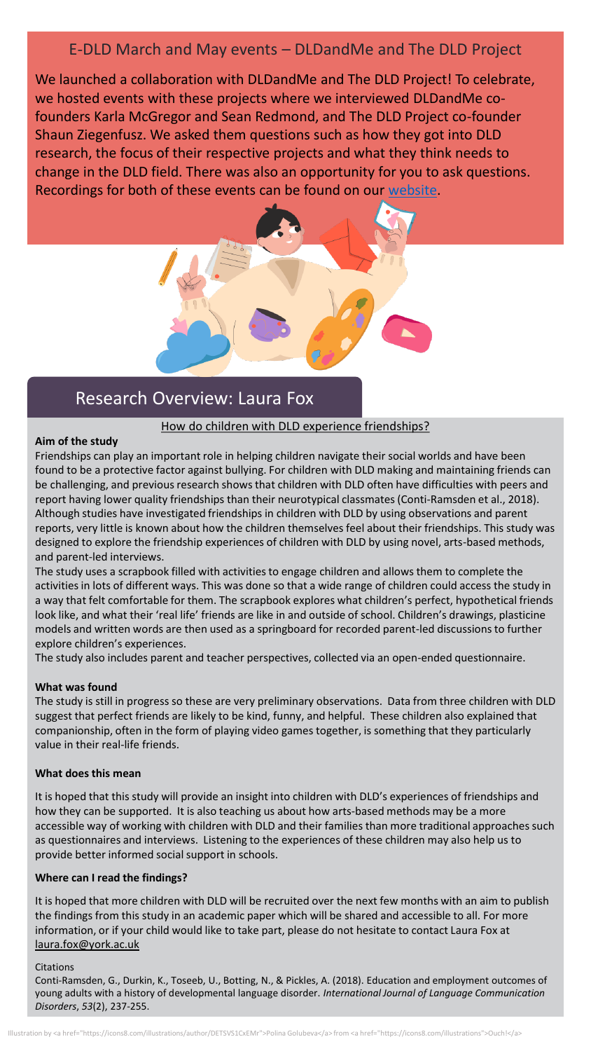## E-DLD March and May events – DLDandMe and The DLD Project

We launched a collaboration with DLDandMe and The DLD Project! To celebrate, we hosted events with these projects where we interviewed DLDandMe co-founders Karla McGregor and Sean Redmond, and The DLD Project co-founder Shaun Ziegenfusz. We asked them questions such as how they got into DLD research, the focus of their respective projects and what they think needs to change in the DLD field. There was also an opportunity for you to ask questions. Recordings for both of these events can be found on our website.

## Research Overview: Laura Fox

How do children with DLD experience friendships?

**Aim of the study**

Friendships can play an important role in helping children navigate their social worlds and have been found to be a protective factor against bullying. For children with DLD making and maintaining friends can be challenging, and previous research shows that children with DLD often have difficulties with peers and report having lower quality friendships than their neurotypical classmates (Conti-Ramsden et al., 2018). Although studies have investigated friendships in children with DLD by using observations and parent reports, very little is known about how the children themselves feel about their friendships. This study was designed to explore the friendship experiences of children with DLD by using novel, arts-based methods, and parent-led interviews.

The study uses a scrapbook filled with activities to engage children and allows them to complete the activities in lots of different ways. This was done so that a wide range of children could access the study in a way that felt comfortable for them. The scrapbook explores what children's perfect, hypothetical friends look like, and what their 'real life' friends are like in and outside of school. Children's drawings, plasticine models and written words are then used as a springboard for recorded parent-led discussions to further explore children's experiences.

The study also includes parent and teacher perspectives, collected via an open-ended questionnaire.

**What was found**

The study is still in progress so these are very preliminary observations. Data from three children with DLD suggest that perfect friends are likely to be kind, funny, and helpful. These children also explained that companionship, often in the form of playing video games together, is something that they particularly value in their real-life friends.

**What does this mean**

It is hoped that this study will provide an insight into children with DLD's experiences of friendships and how they can be supported. It is also teaching us about how arts-based methods may be a more accessible way of working with children with DLD and their families than more traditional approaches such as questionnaires and interviews. Listening to the experiences of these children may also help us to provide better informed social support in schools.

**Where can I read the findings?**

It is hoped that more children with DLD will be recruited over the next few months with an aim to publish the findings from this study in an academic paper which will be shared and accessible to all. For more information, or if your child would like to take part, please do not hesitate to contact Laura Fox at laura.fox@york.ac.uk

Citations

Conti-Ramsden, G., Durkin, K., Toseeb, U., Botting, N., & Pickles, A. (2018). Education and employment outcomes of young adults with a history of developmental language disorder. *International Journal of Language Communication Disorders*, *53*(2), 237-255.

Illustration by <a href="https://icons8.com/illustrations/author/DETSVS1CxEMr">Polina Golubeva</a> from <a href="https://icons8.com/illustrations">Ouch!</a>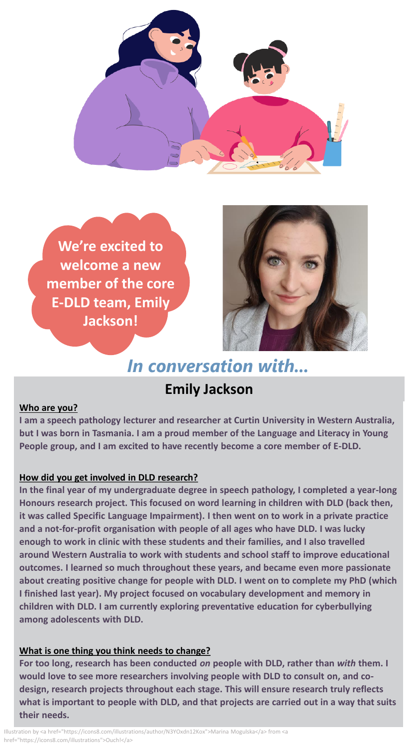We're excited to welcome a new member of the core E-DLD team, Emily Jackson!

## *In conversation with…*

## Emily Jackson

**Who are you?**

**I am a speech pathology lecturer and researcher at Curtin University in Western Australia, but I was born in Tasmania. I am a proud member of the Language and Literacy in Young People group, and I am excited to have recently become a core member of E-DLD.**

**How did you get involved in DLD research?**

**In the final year of my undergraduate degree in speech pathology, I completed a year-long Honours research project. This focused on word learning in children with DLD (back then, it was called Specific Language Impairment). I then went on to work in a private practice and a not-for-profit organisation with people of all ages who have DLD. I was lucky enough to work in clinic with these students and their families, and I also travelled around Western Australia to work with students and school staff to improve educational outcomes. I learned so much throughout these years, and became even more passionate about creating positive change for people with DLD. I went on to complete my PhD (which I finished last year). My project focused on vocabulary development and memory in children with DLD. I am currently exploring preventative education for cyberbullying among adolescents with DLD.**

**What is one thing you think needs to change?**

**For too long, research has been conducted *on* people with DLD, rather than *with* them. I would love to see more researchers involving people with DLD to consult on, and co-design, research projects throughout each stage. This will ensure research truly reflects what is important to people with DLD, and that projects are carried out in a way that suits their needs.**

Illustration by <a href="https://icons8.com/illustrations/author/N3YOxdn12Kox">Marina Mogulska</a> from <a href="https://icons8.com/illustrations">Ouch!</a>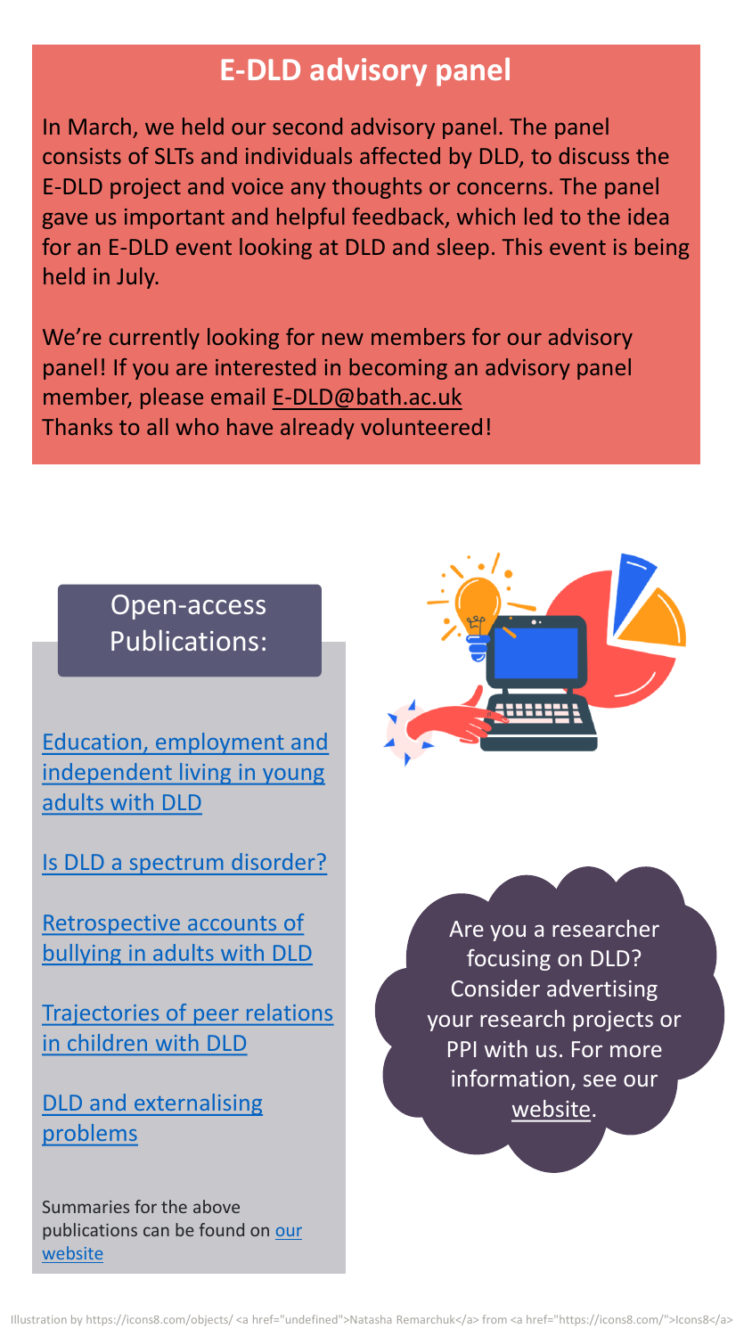## E-DLD advisory panel

In March, we held our second advisory panel. The panel consists of SLTs and individuals affected by DLD, to discuss the E-DLD project and voice any thoughts or concerns. The panel gave us important and helpful feedback, which led to the idea for an E-DLD event looking at DLD and sleep. This event is being held in July.

We're currently looking for new members for our advisory panel! If you are interested in becoming an advisory panel member, please email E-DLD@bath.ac.uk
Thanks to all who have already volunteered!

### Open-access Publications:

- Education, employment and independent living in young adults with DLD
- Is DLD a spectrum disorder?
- Retrospective accounts of bullying in adults with DLD
- Trajectories of peer relations in children with DLD
- DLD and externalising problems

Summaries for the above publications can be found on our website

Are you a researcher focusing on DLD? Consider advertising your research projects or PPI with us. For more information, see our website.

Illustration by https://icons8.com/objects/ <a href="undefined">Natasha Remarchuk</a> from <a href="https://icons8.com/">Icons8</a>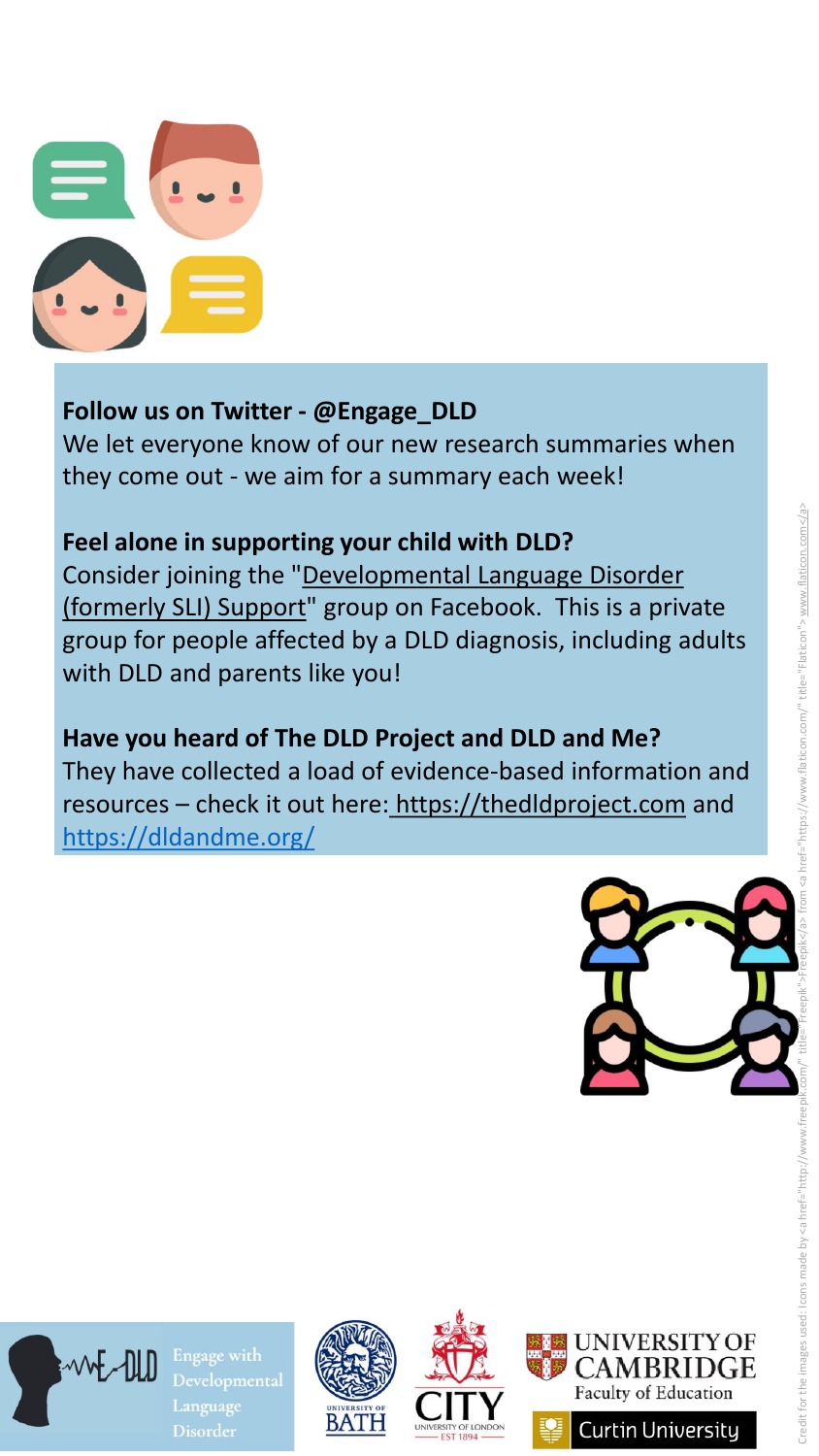**Follow us on Twitter - @Engage_DLD**
We let everyone know of our new research summaries when they come out - we aim for a summary each week!

**Feel alone in supporting your child with DLD?**
Consider joining the "Developmental Language Disorder (formerly SLI) Support" group on Facebook. This is a private group for people affected by a DLD diagnosis, including adults with DLD and parents like you!

**Have you heard of The DLD Project and DLD and Me?**
They have collected a load of evidence-based information and resources – check it out here: https://thedldproject.com and https://dldandme.org/

Engage with Developmental Language Disorder

UNIVERSITY OF BATH

CITY UNIVERSITY OF LONDON EST 1894

UNIVERSITY OF CAMBRIDGE Faculty of Education

Curtin University

Credit for the images used: Icons made by <a href="http://www.freepik.com/" title="Freepik">Freepik</a> from <a href="https://www.flaticon.com/" title="Flaticon"> www.flaticon.com</a>